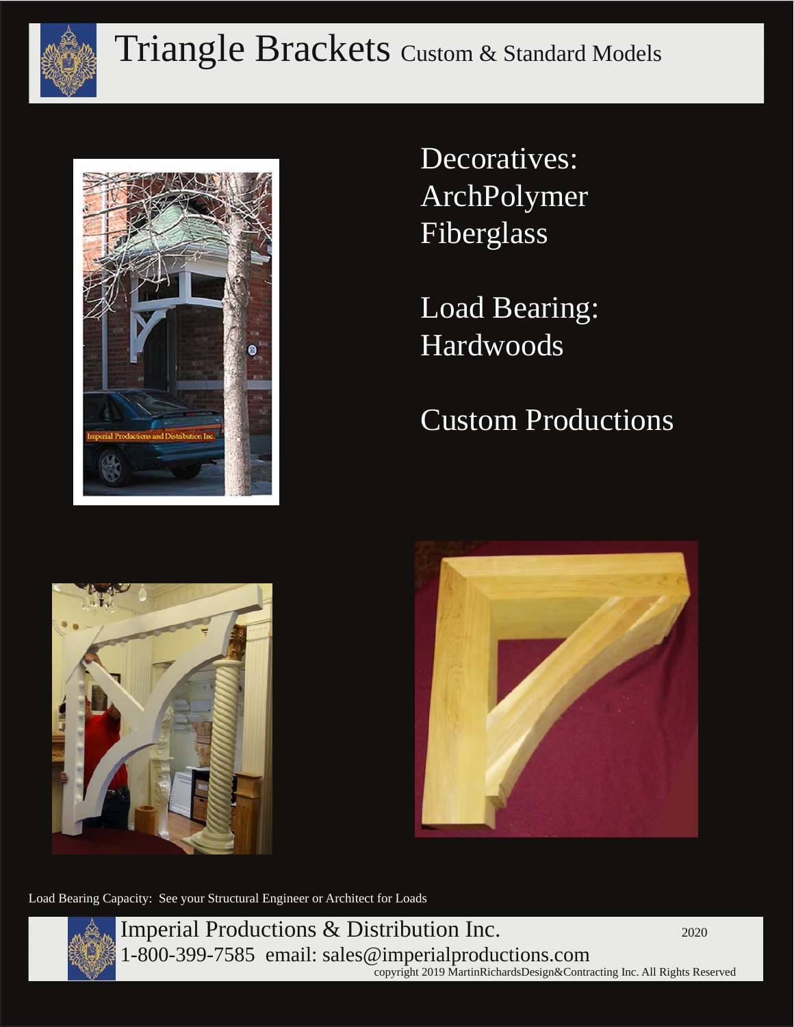# Triangle Brackets Custom & Standard Models

Decoratives:
ArchPolymer
Fiberglass

Load Bearing:
Hardwoods

Custom Productions

Load Bearing Capacity: See your Structural Engineer or Architect for Loads

Imperial Productions & Distribution Inc. 2020
1-800-399-7585 email: sales@imperialproductions.com
copyright 2019 MartinRichardsDesign&Contracting Inc. All Rights Reserved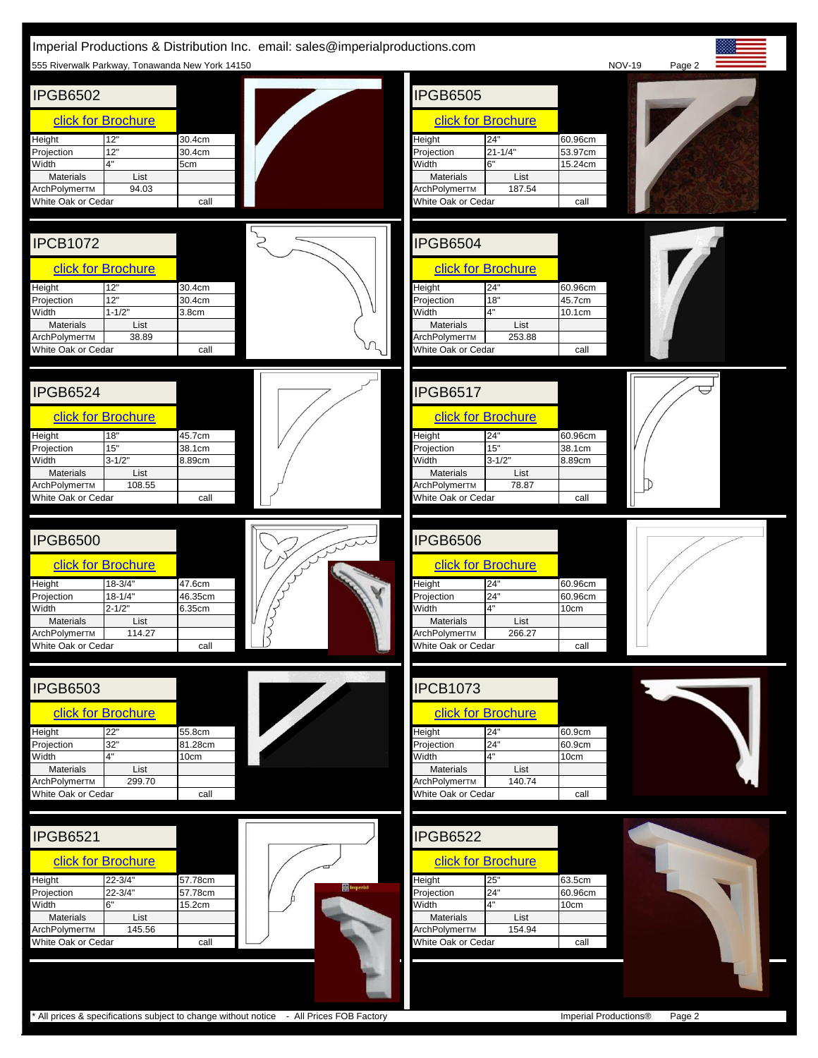Imperial Productions & Distribution Inc. email: sales@imperialproductions.com

555 Riverwalk Parkway, Tonawanda New York 14150

NOV-19

## IPGB6502

click for Brochure

| | | |
|---|---|---|
| Height | 12" | 30.4cm |
| Projection | 12" | 30.4cm |
| Width | 4" | 5cm |
| Materials | List | |
| ArchPolymerTM | 94.03 | |
| White Oak or Cedar | | call |

## IPGB6505

click for Brochure

| | | |
|---|---|---|
| Height | 24" | 60.96cm |
| Projection | 21-1/4" | 53.97cm |
| Width | 6" | 15.24cm |
| Materials | List | |
| ArchPolymerTM | 187.54 | |
| White Oak or Cedar | | call |

## IPCB1072

click for Brochure

| | | |
|---|---|---|
| Height | 12" | 30.4cm |
| Projection | 12" | 30.4cm |
| Width | 1-1/2" | 3.8cm |
| Materials | List | |
| ArchPolymerTM | 38.89 | |
| White Oak or Cedar | | call |

## IPGB6504

click for Brochure

| | | |
|---|---|---|
| Height | 24" | 60.96cm |
| Projection | 18" | 45.7cm |
| Width | 4" | 10.1cm |
| Materials | List | |
| ArchPolymerTM | 253.88 | |
| White Oak or Cedar | | call |

## IPGB6524

click for Brochure

| | | |
|---|---|---|
| Height | 18" | 45.7cm |
| Projection | 15" | 38.1cm |
| Width | 3-1/2" | 8.89cm |
| Materials | List | |
| ArchPolymerTM | 108.55 | |
| White Oak or Cedar | | call |

## IPGB6517

click for Brochure

| | | |
|---|---|---|
| Height | 24" | 60.96cm |
| Projection | 15" | 38.1cm |
| Width | 3-1/2" | 8.89cm |
| Materials | List | |
| ArchPolymerTM | 78.87 | |
| White Oak or Cedar | | call |

## IPGB6500

click for Brochure

| | | |
|---|---|---|
| Height | 18-3/4" | 47.6cm |
| Projection | 18-1/4" | 46.35cm |
| Width | 2-1/2" | 6.35cm |
| Materials | List | |
| ArchPolymerTM | 114.27 | |
| White Oak or Cedar | | call |

## IPGB6506

click for Brochure

| | | |
|---|---|---|
| Height | 24" | 60.96cm |
| Projection | 24" | 60.96cm |
| Width | 4" | 10cm |
| Materials | List | |
| ArchPolymerTM | 266.27 | |
| White Oak or Cedar | | call |

## IPGB6503

click for Brochure

| | | |
|---|---|---|
| Height | 22" | 55.8cm |
| Projection | 32" | 81.28cm |
| Width | 4" | 10cm |
| Materials | List | |
| ArchPolymerTM | 299.70 | |
| White Oak or Cedar | | call |

## IPCB1073

click for Brochure

| | | |
|---|---|---|
| Height | 24" | 60.9cm |
| Projection | 24" | 60.9cm |
| Width | 4" | 10cm |
| Materials | List | |
| ArchPolymerTM | 140.74 | |
| White Oak or Cedar | | call |

## IPGB6521

click for Brochure

| | | |
|---|---|---|
| Height | 22-3/4" | 57.78cm |
| Projection | 22-3/4" | 57.78cm |
| Width | 6" | 15.2cm |
| Materials | List | |
| ArchPolymerTM | 145.56 | |
| White Oak or Cedar | | call |

## IPGB6522

click for Brochure

| | | |
|---|---|---|
| Height | 25" | 63.5cm |
| Projection | 24" | 60.96cm |
| Width | 4" | 10cm |
| Materials | List | |
| ArchPolymerTM | 154.94 | |
| White Oak or Cedar | | call |

* All prices & specifications subject to change without notice - All Prices FOB Factory

Imperial Productions®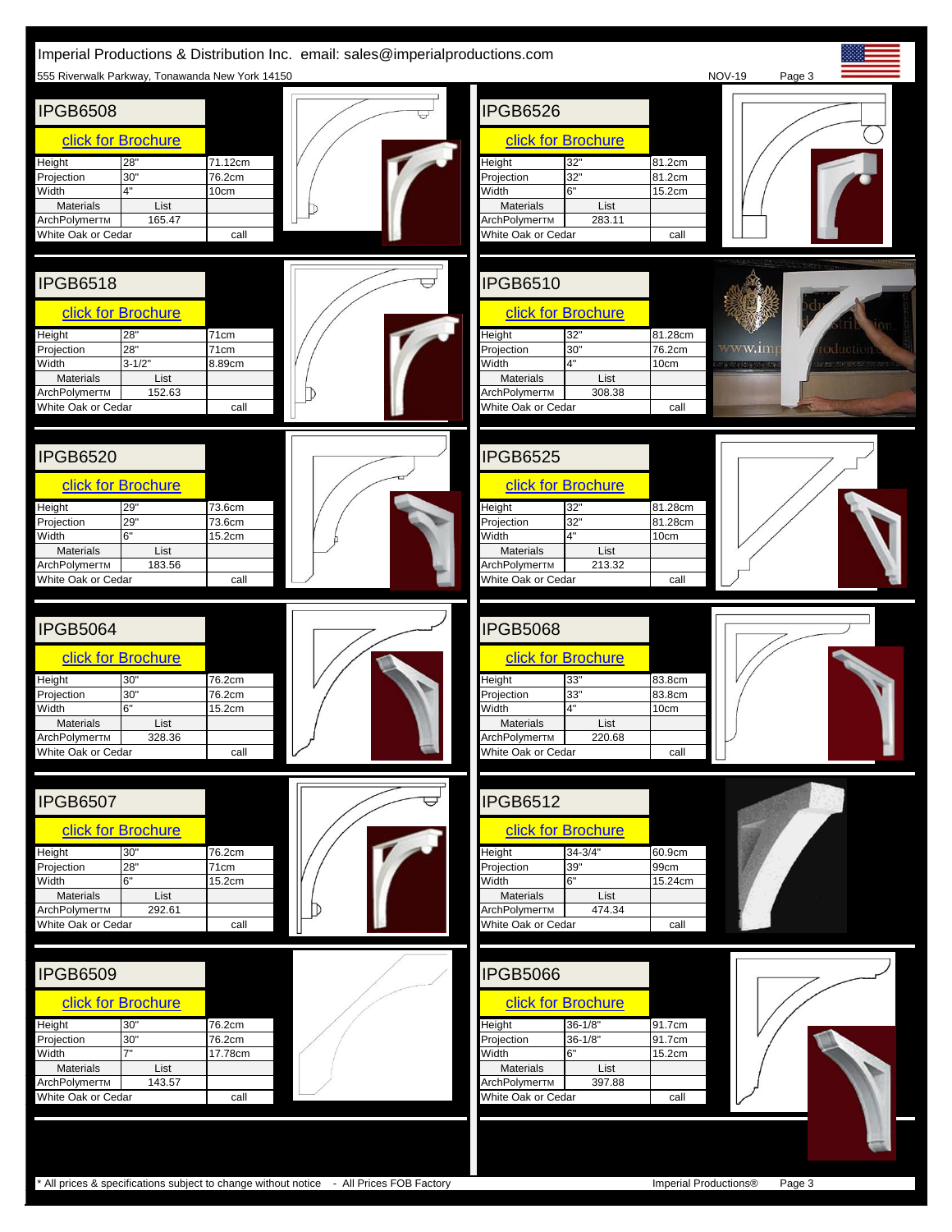Imperial Productions & Distribution Inc. email: sales@imperialproductions.com

555 Riverwalk Parkway, Tonawanda New York 14150

NOV-19

## IPGB6508

click for Brochure

| | | |
|---|---|---|
| Height | 28" | 71.12cm |
| Projection | 30" | 76.2cm |
| Width | 4" | 10cm |
| Materials | List | |
| ArchPolymerTM | 165.47 | |
| White Oak or Cedar | | call |

## IPGB6518

click for Brochure

| | | |
|---|---|---|
| Height | 28" | 71cm |
| Projection | 28" | 71cm |
| Width | 3-1/2" | 8.89cm |
| Materials | List | |
| ArchPolymerTM | 152.63 | |
| White Oak or Cedar | | call |

## IPGB6520

click for Brochure

| | | |
|---|---|---|
| Height | 29" | 73.6cm |
| Projection | 29" | 73.6cm |
| Width | 6" | 15.2cm |
| Materials | List | |
| ArchPolymerTM | 183.56 | |
| White Oak or Cedar | | call |

## IPGB5064

click for Brochure

| | | |
|---|---|---|
| Height | 30" | 76.2cm |
| Projection | 30" | 76.2cm |
| Width | 6" | 15.2cm |
| Materials | List | |
| ArchPolymerTM | 328.36 | |
| White Oak or Cedar | | call |

## IPGB6507

click for Brochure

| | | |
|---|---|---|
| Height | 30" | 76.2cm |
| Projection | 28" | 71cm |
| Width | 6" | 15.2cm |
| Materials | List | |
| ArchPolymerTM | 292.61 | |
| White Oak or Cedar | | call |

## IPGB6509

click for Brochure

| | | |
|---|---|---|
| Height | 30" | 76.2cm |
| Projection | 30" | 76.2cm |
| Width | 7" | 17.78cm |
| Materials | List | |
| ArchPolymerTM | 143.57 | |
| White Oak or Cedar | | call |

## IPGB6526

click for Brochure

| | | |
|---|---|---|
| Height | 32" | 81.2cm |
| Projection | 32" | 81.2cm |
| Width | 6" | 15.2cm |
| Materials | List | |
| ArchPolymerTM | 283.11 | |
| White Oak or Cedar | | call |

## IPGB6510

click for Brochure

| | | |
|---|---|---|
| Height | 32" | 81.28cm |
| Projection | 30" | 76.2cm |
| Width | 4" | 10cm |
| Materials | List | |
| ArchPolymerTM | 308.38 | |
| White Oak or Cedar | | call |

## IPGB6525

click for Brochure

| | | |
|---|---|---|
| Height | 32" | 81.28cm |
| Projection | 32" | 81.28cm |
| Width | 4" | 10cm |
| Materials | List | |
| ArchPolymerTM | 213.32 | |
| White Oak or Cedar | | call |

## IPGB5068

click for Brochure

| | | |
|---|---|---|
| Height | 33" | 83.8cm |
| Projection | 33" | 83.8cm |
| Width | 4" | 10cm |
| Materials | List | |
| ArchPolymerTM | 220.68 | |
| White Oak or Cedar | | call |

## IPGB6512

click for Brochure

| | | |
|---|---|---|
| Height | 34-3/4" | 60.9cm |
| Projection | 39" | 99cm |
| Width | 6" | 15.24cm |
| Materials | List | |
| ArchPolymerTM | 474.34 | |
| White Oak or Cedar | | call |

## IPGB5066

click for Brochure

| | | |
|---|---|---|
| Height | 36-1/8" | 91.7cm |
| Projection | 36-1/8" | 91.7cm |
| Width | 6" | 15.2cm |
| Materials | List | |
| ArchPolymerTM | 397.88 | |
| White Oak or Cedar | | call |

\* All prices & specifications subject to change without notice - All Prices FOB Factory

Imperial Productions®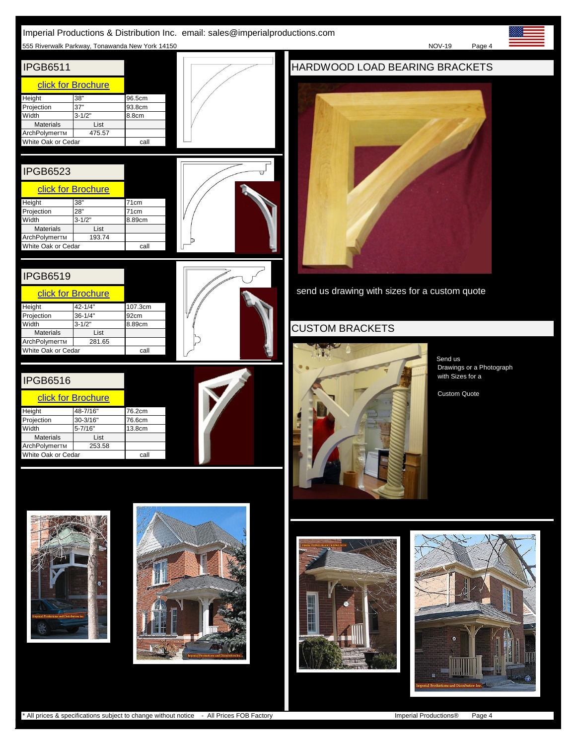## IPGB6511

click for Brochure

| | | |
|---|---|---|
| Height | 38" | 96.5cm |
| Projection | 37" | 93.8cm |
| Width | 3-1/2" | 8.8cm |
| Materials | List | |
| ArchPolymerTM | 475.57 | |
| White Oak or Cedar | | call |

## IPGB6523

click for Brochure

| | | |
|---|---|---|
| Height | 38" | 71cm |
| Projection | 28" | 71cm |
| Width | 3-1/2" | 8.89cm |
| Materials | List | |
| ArchPolymerTM | 193.74 | |
| White Oak or Cedar | | call |

## IPGB6519

click for Brochure

| | | |
|---|---|---|
| Height | 42-1/4" | 107.3cm |
| Projection | 36-1/4" | 92cm |
| Width | 3-1/2" | 8.89cm |
| Materials | List | |
| ArchPolymerTM | 281.65 | |
| White Oak or Cedar | | call |

## IPGB6516

click for Brochure

| | | |
|---|---|---|
| Height | 48-7/16" | 76.2cm |
| Projection | 30-3/16" | 76.6cm |
| Width | 5-7/16" | 13.8cm |
| Materials | List | |
| ArchPolymerTM | 253.58 | |
| White Oak or Cedar | | call |

## HARDWOOD LOAD BEARING BRACKETS

send us drawing with sizes for a custom quote

## CUSTOM BRACKETS

Send us
Drawings or a Photograph
with Sizes for a

Custom Quote

* All prices & specifications subject to change without notice - All Prices FOB Factory